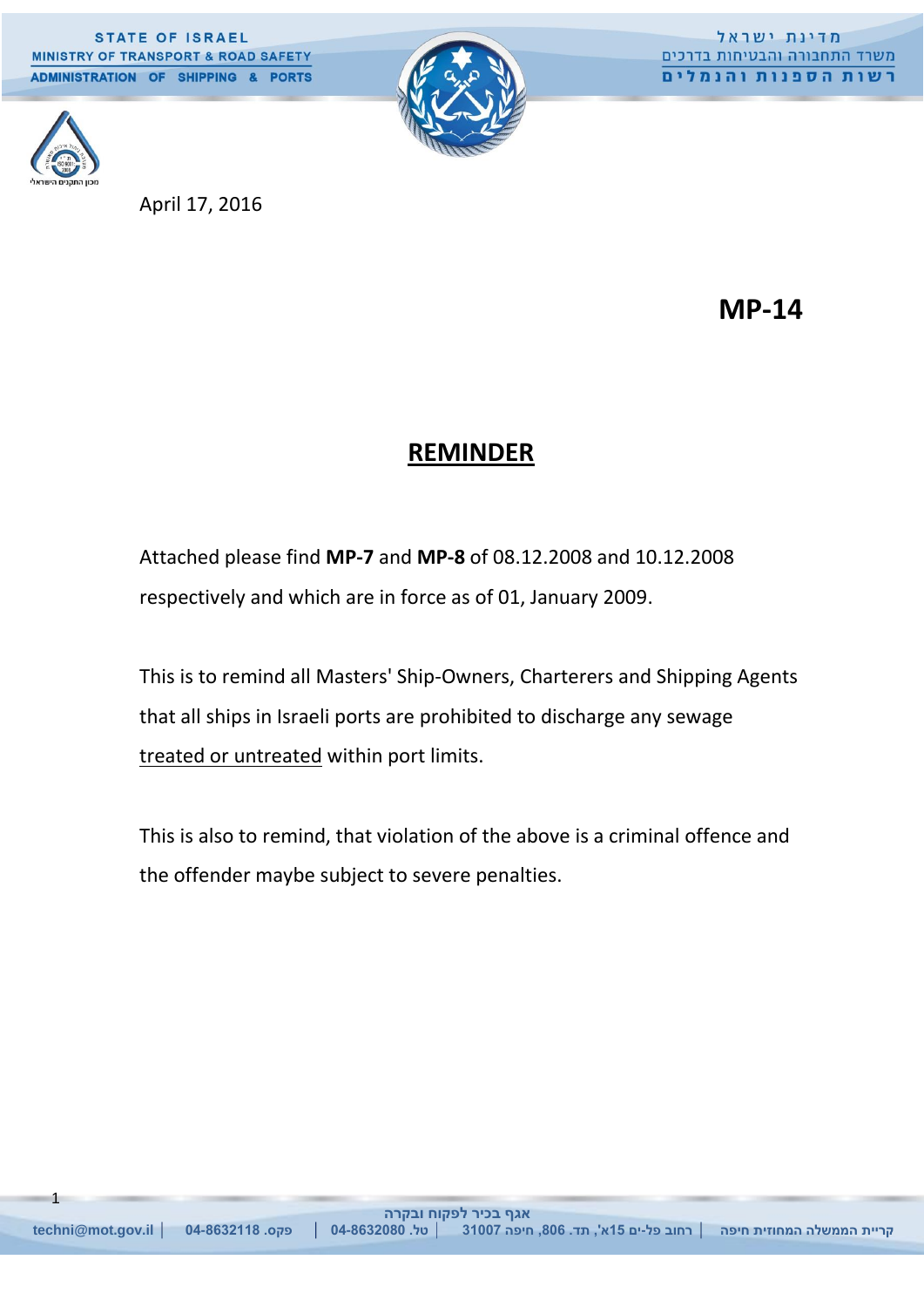STATE OF ISRAEL
MINISTRY OF TRANSPORT & ROAD SAFETY
ADMINISTRATION OF SHIPPING & PORTS

מדינת ישראל
משרד התחבורה והבטיחות בדרכים
רשות הספנות והנמלים

April 17, 2016

**MP-14**

## REMINDER

Attached please find **MP-7** and **MP-8** of 08.12.2008 and 10.12.2008 respectively and which are in force as of 01, January 2009.

This is to remind all Masters' Ship-Owners, Charterers and Shipping Agents that all ships in Israeli ports are prohibited to discharge any sewage treated or untreated within port limits.

This is also to remind, that violation of the above is a criminal offence and the offender maybe subject to severe penalties.

אגף בכיר לפקוח ובקרה

קריית הממשלה המחוזית חיפה | רחוב פל-ים 15א', תד. 806, חיפה 31007 | טל. 04-8632080 | פקס. 04-8632118 | techni@mot.gov.il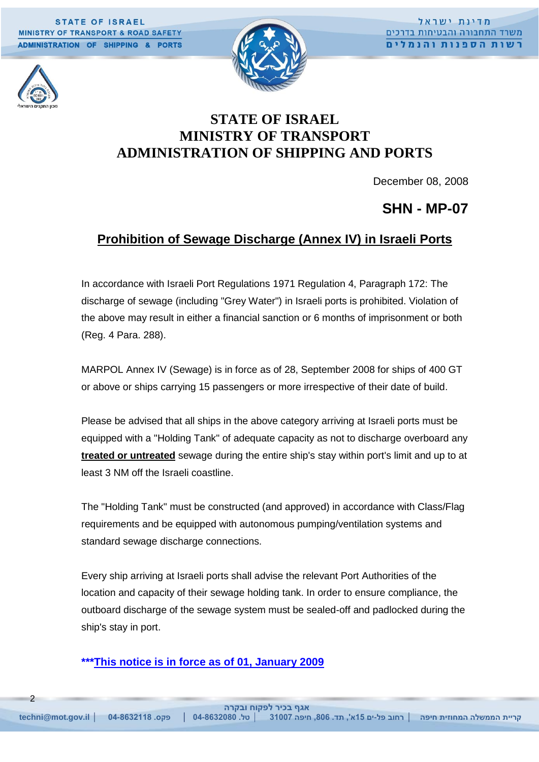# STATE OF ISRAEL
# MINISTRY OF TRANSPORT
# ADMINISTRATION OF SHIPPING AND PORTS

December 08, 2008

## SHN - MP-07

## Prohibition of Sewage Discharge (Annex IV) in Israeli Ports

In accordance with Israeli Port Regulations 1971 Regulation 4, Paragraph 172: The discharge of sewage (including "Grey Water") in Israeli ports is prohibited. Violation of the above may result in either a financial sanction or 6 months of imprisonment or both (Reg. 4 Para. 288).

MARPOL Annex IV (Sewage) is in force as of 28, September 2008 for ships of 400 GT or above or ships carrying 15 passengers or more irrespective of their date of build.

Please be advised that all ships in the above category arriving at Israeli ports must be equipped with a "Holding Tank" of adequate capacity as not to discharge overboard any **treated or untreated** sewage during the entire ship's stay within port's limit and up to at least 3 NM off the Israeli coastline.

The "Holding Tank" must be constructed (and approved) in accordance with Class/Flag requirements and be equipped with autonomous pumping/ventilation systems and standard sewage discharge connections.

Every ship arriving at Israeli ports shall advise the relevant Port Authorities of the location and capacity of their sewage holding tank. In order to ensure compliance, the outboard discharge of the sewage system must be sealed-off and padlocked during the ship's stay in port.

**\*\*\*This notice is in force as of 01, January 2009**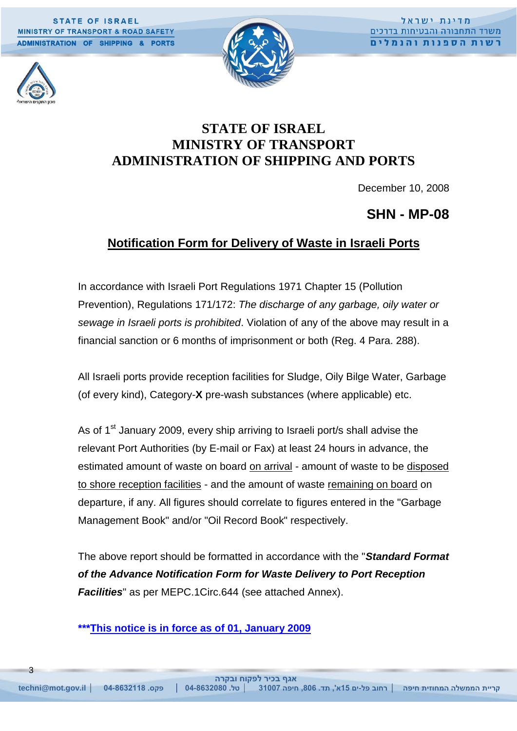# STATE OF ISRAEL
# MINISTRY OF TRANSPORT
# ADMINISTRATION OF SHIPPING AND PORTS

December 10, 2008

## SHN - MP-08

## Notification Form for Delivery of Waste in Israeli Ports

In accordance with Israeli Port Regulations 1971 Chapter 15 (Pollution Prevention), Regulations 171/172: *The discharge of any garbage, oily water or sewage in Israeli ports is prohibited*. Violation of any of the above may result in a financial sanction or 6 months of imprisonment or both (Reg. 4 Para. 288).

All Israeli ports provide reception facilities for Sludge, Oily Bilge Water, Garbage (of every kind), Category-**X** pre-wash substances (where applicable) etc.

As of 1st January 2009, every ship arriving to Israeli port/s shall advise the relevant Port Authorities (by E-mail or Fax) at least 24 hours in advance, the estimated amount of waste on board on arrival - amount of waste to be disposed to shore reception facilities - and the amount of waste remaining on board on departure, if any. All figures should correlate to figures entered in the "Garbage Management Book" and/or "Oil Record Book" respectively.

The above report should be formatted in accordance with the "***Standard Format of the Advance Notification Form for Waste Delivery to Port Reception Facilities***" as per MEPC.1Circ.644 (see attached Annex).

**\*\*\*This notice is in force as of 01, January 2009**